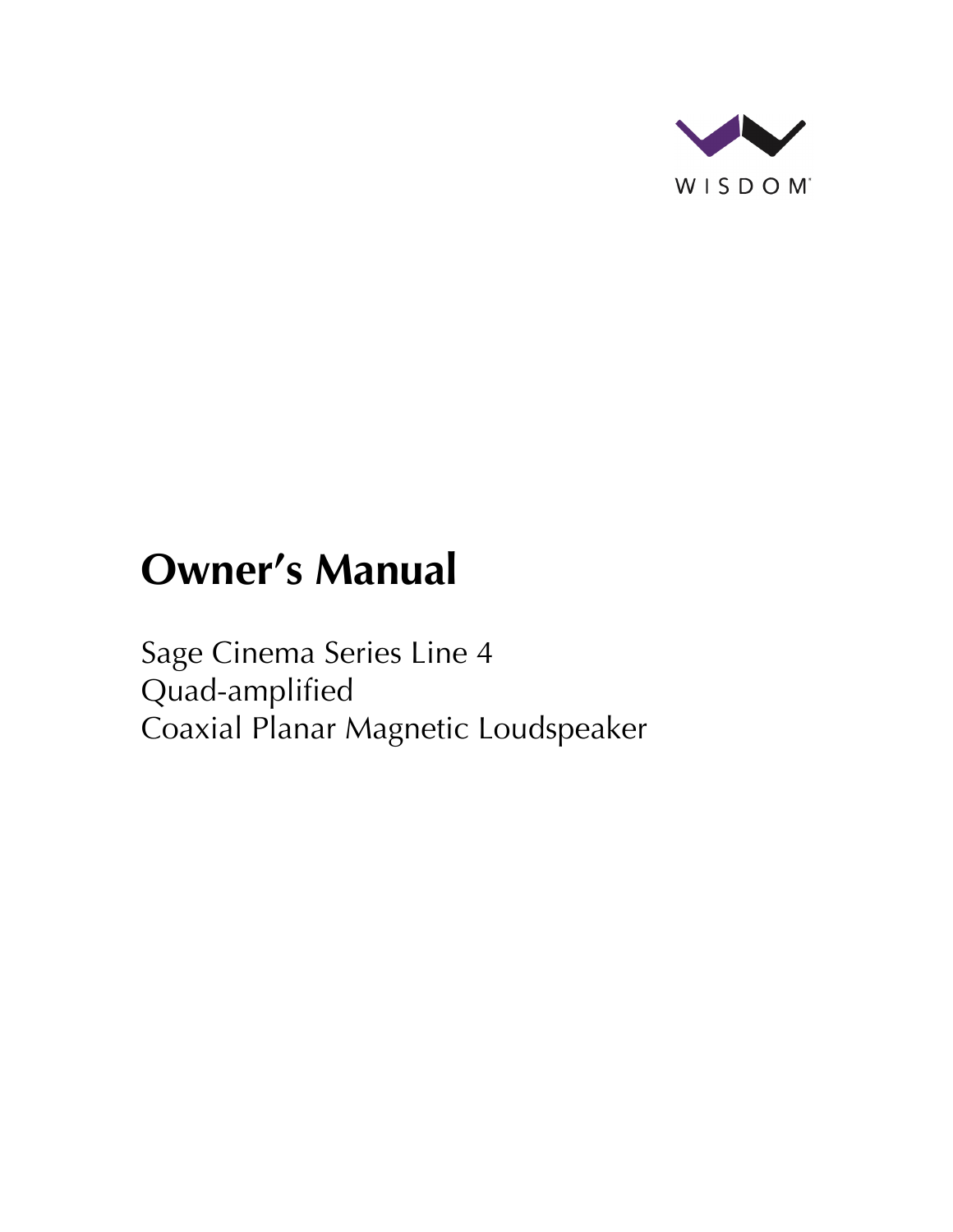WISDOM

# Owner's Manual

Sage Cinema Series Line 4
Quad-amplified
Coaxial Planar Magnetic Loudspeaker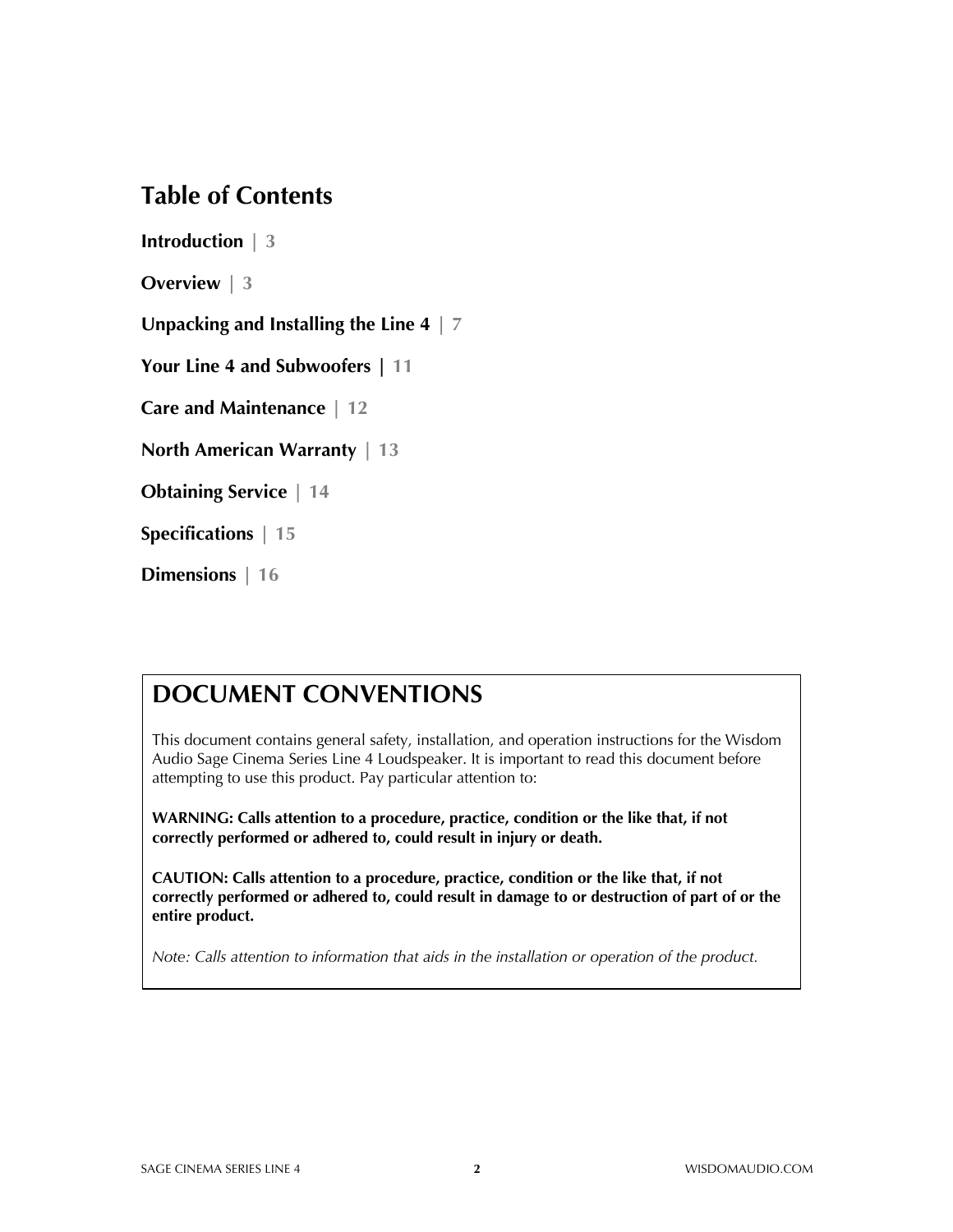# Table of Contents

**Introduction** | 3

**Overview** | 3

**Unpacking and Installing the Line 4** | 7

**Your Line 4 and Subwoofers** | 11

**Care and Maintenance** | 12

**North American Warranty** | 13

**Obtaining Service** | 14

**Specifications** | 15

**Dimensions** | 16

## DOCUMENT CONVENTIONS

This document contains general safety, installation, and operation instructions for the Wisdom Audio Sage Cinema Series Line 4 Loudspeaker. It is important to read this document before attempting to use this product. Pay particular attention to:

**WARNING: Calls attention to a procedure, practice, condition or the like that, if not correctly performed or adhered to, could result in injury or death.**

**CAUTION: Calls attention to a procedure, practice, condition or the like that, if not correctly performed or adhered to, could result in damage to or destruction of part of or the entire product.**

*Note: Calls attention to information that aids in the installation or operation of the product.*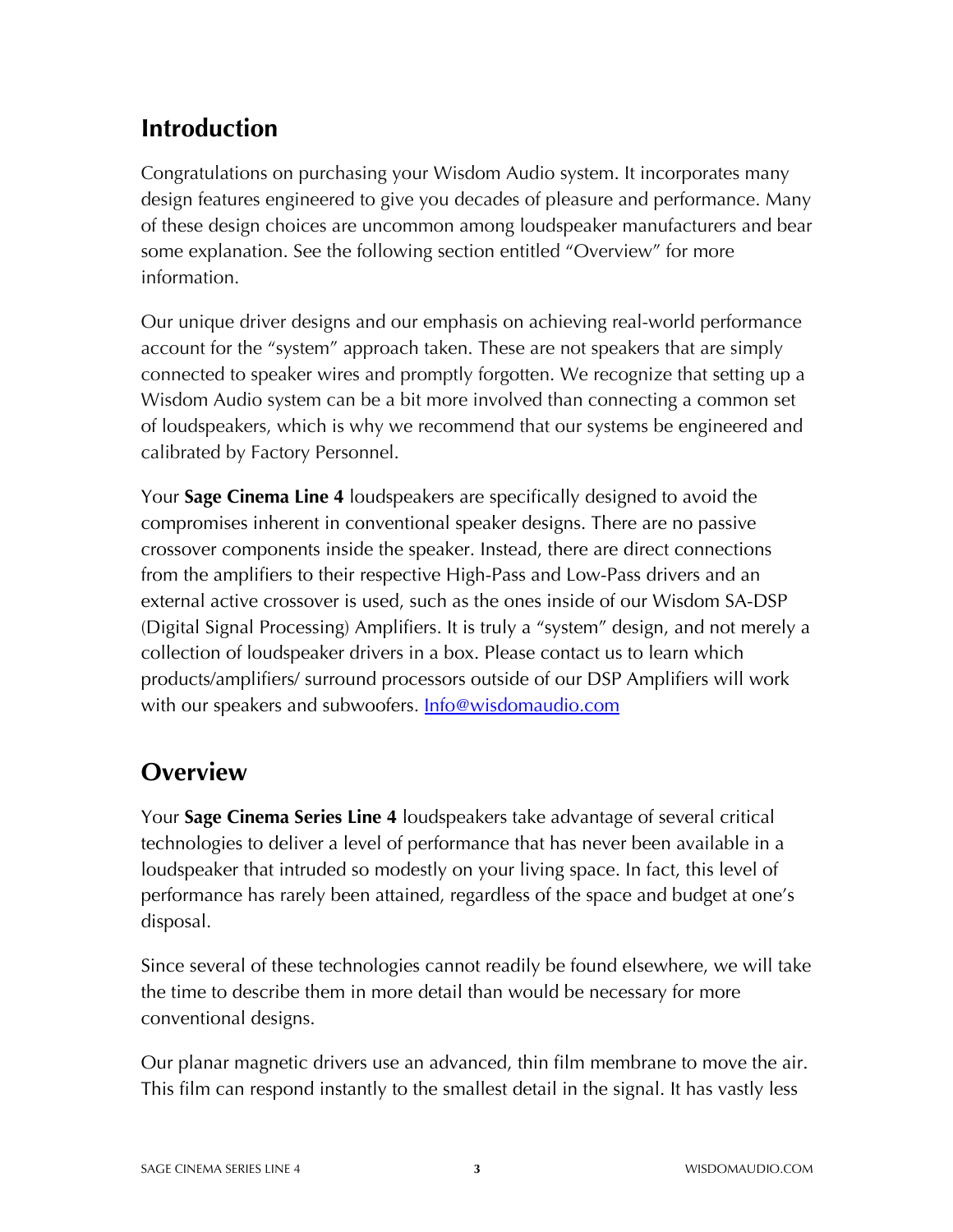## Introduction

Congratulations on purchasing your Wisdom Audio system. It incorporates many design features engineered to give you decades of pleasure and performance. Many of these design choices are uncommon among loudspeaker manufacturers and bear some explanation. See the following section entitled "Overview" for more information.

Our unique driver designs and our emphasis on achieving real-world performance account for the "system" approach taken. These are not speakers that are simply connected to speaker wires and promptly forgotten. We recognize that setting up a Wisdom Audio system can be a bit more involved than connecting a common set of loudspeakers, which is why we recommend that our systems be engineered and calibrated by Factory Personnel.

Your **Sage Cinema Line 4** loudspeakers are specifically designed to avoid the compromises inherent in conventional speaker designs. There are no passive crossover components inside the speaker. Instead, there are direct connections from the amplifiers to their respective High-Pass and Low-Pass drivers and an external active crossover is used, such as the ones inside of our Wisdom SA-DSP (Digital Signal Processing) Amplifiers. It is truly a "system" design, and not merely a collection of loudspeaker drivers in a box. Please contact us to learn which products/amplifiers/ surround processors outside of our DSP Amplifiers will work with our speakers and subwoofers. [Info@wisdomaudio.com](mailto:Info@wisdomaudio.com)

## Overview

Your **Sage Cinema Series Line 4** loudspeakers take advantage of several critical technologies to deliver a level of performance that has never been available in a loudspeaker that intruded so modestly on your living space. In fact, this level of performance has rarely been attained, regardless of the space and budget at one's disposal.

Since several of these technologies cannot readily be found elsewhere, we will take the time to describe them in more detail than would be necessary for more conventional designs.

Our planar magnetic drivers use an advanced, thin film membrane to move the air. This film can respond instantly to the smallest detail in the signal. It has vastly less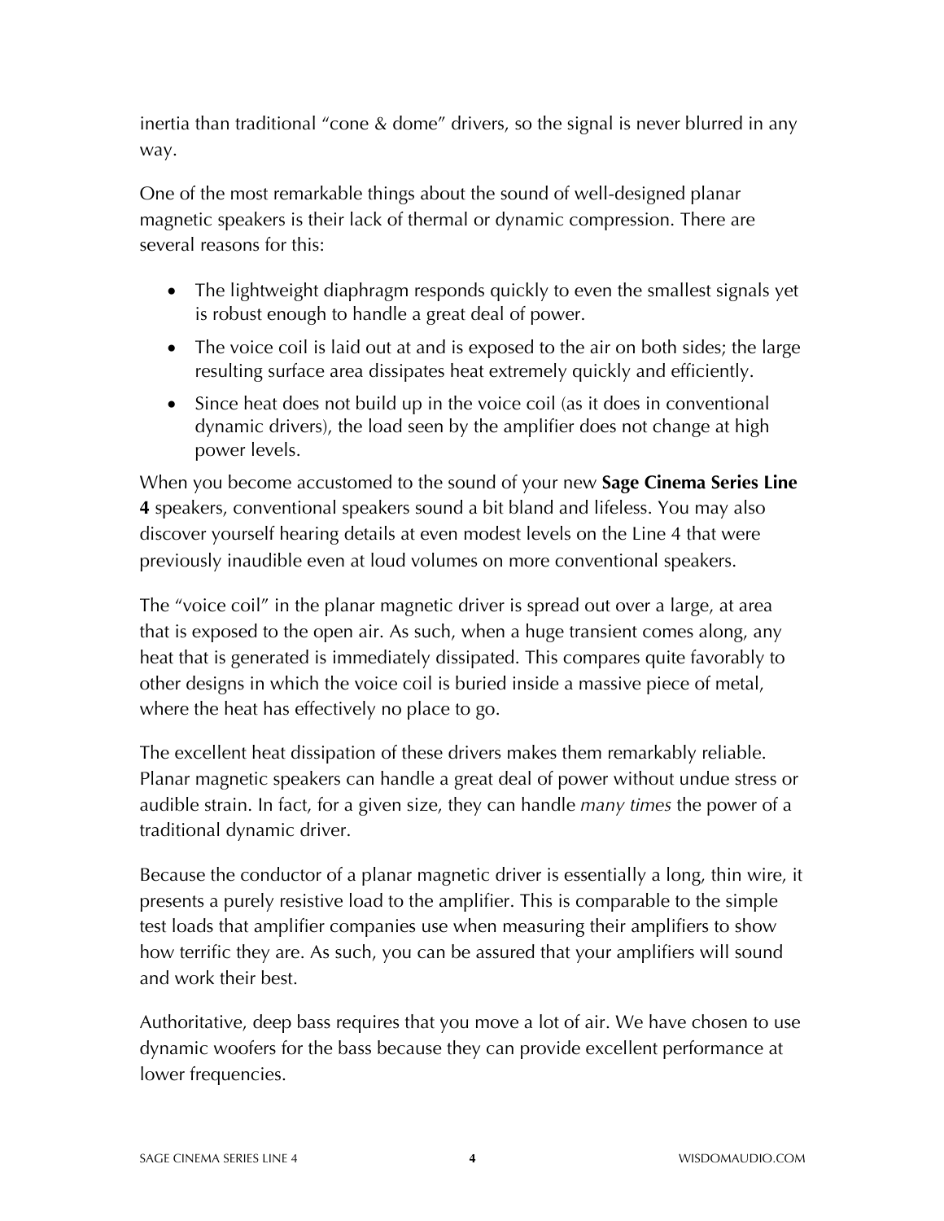inertia than traditional "cone & dome" drivers, so the signal is never blurred in any way.

One of the most remarkable things about the sound of well-designed planar magnetic speakers is their lack of thermal or dynamic compression. There are several reasons for this:

- The lightweight diaphragm responds quickly to even the smallest signals yet is robust enough to handle a great deal of power.
- The voice coil is laid out at and is exposed to the air on both sides; the large resulting surface area dissipates heat extremely quickly and efficiently.
- Since heat does not build up in the voice coil (as it does in conventional dynamic drivers), the load seen by the amplifier does not change at high power levels.

When you become accustomed to the sound of your new **Sage Cinema Series Line 4** speakers, conventional speakers sound a bit bland and lifeless. You may also discover yourself hearing details at even modest levels on the Line 4 that were previously inaudible even at loud volumes on more conventional speakers.

The "voice coil" in the planar magnetic driver is spread out over a large, at area that is exposed to the open air. As such, when a huge transient comes along, any heat that is generated is immediately dissipated. This compares quite favorably to other designs in which the voice coil is buried inside a massive piece of metal, where the heat has effectively no place to go.

The excellent heat dissipation of these drivers makes them remarkably reliable. Planar magnetic speakers can handle a great deal of power without undue stress or audible strain. In fact, for a given size, they can handle *many times* the power of a traditional dynamic driver.

Because the conductor of a planar magnetic driver is essentially a long, thin wire, it presents a purely resistive load to the amplifier. This is comparable to the simple test loads that amplifier companies use when measuring their amplifiers to show how terrific they are. As such, you can be assured that your amplifiers will sound and work their best.

Authoritative, deep bass requires that you move a lot of air. We have chosen to use dynamic woofers for the bass because they can provide excellent performance at lower frequencies.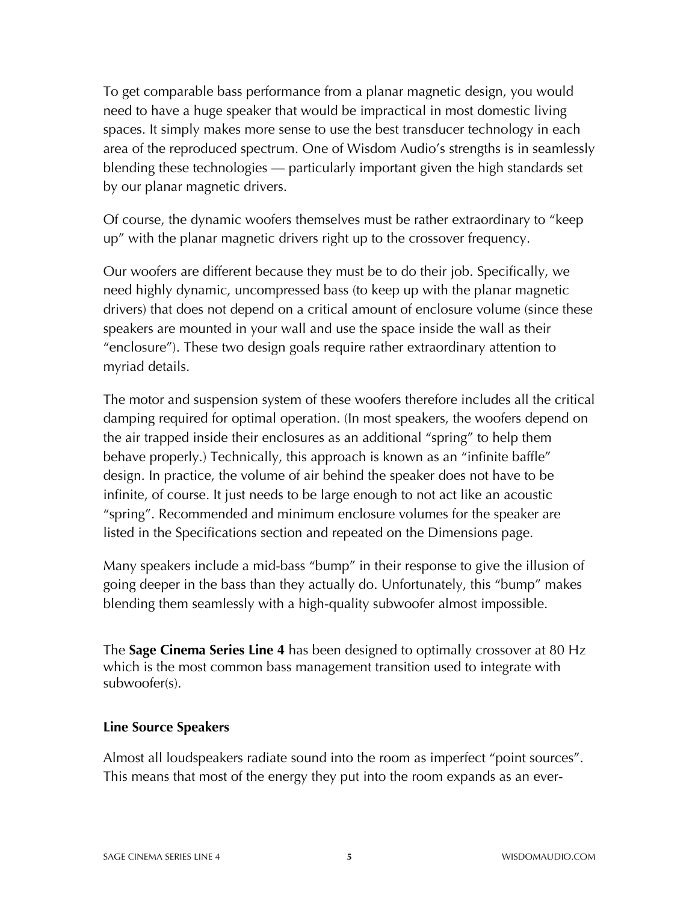To get comparable bass performance from a planar magnetic design, you would need to have a huge speaker that would be impractical in most domestic living spaces. It simply makes more sense to use the best transducer technology in each area of the reproduced spectrum. One of Wisdom Audio's strengths is in seamlessly blending these technologies — particularly important given the high standards set by our planar magnetic drivers.

Of course, the dynamic woofers themselves must be rather extraordinary to "keep up" with the planar magnetic drivers right up to the crossover frequency.

Our woofers are different because they must be to do their job. Specifically, we need highly dynamic, uncompressed bass (to keep up with the planar magnetic drivers) that does not depend on a critical amount of enclosure volume (since these speakers are mounted in your wall and use the space inside the wall as their "enclosure"). These two design goals require rather extraordinary attention to myriad details.

The motor and suspension system of these woofers therefore includes all the critical damping required for optimal operation. (In most speakers, the woofers depend on the air trapped inside their enclosures as an additional "spring" to help them behave properly.) Technically, this approach is known as an "infinite baffle" design. In practice, the volume of air behind the speaker does not have to be infinite, of course. It just needs to be large enough to not act like an acoustic "spring". Recommended and minimum enclosure volumes for the speaker are listed in the Specifications section and repeated on the Dimensions page.

Many speakers include a mid-bass "bump" in their response to give the illusion of going deeper in the bass than they actually do. Unfortunately, this "bump" makes blending them seamlessly with a high-quality subwoofer almost impossible.

The **Sage Cinema Series Line 4** has been designed to optimally crossover at 80 Hz which is the most common bass management transition used to integrate with subwoofer(s).

### Line Source Speakers

Almost all loudspeakers radiate sound into the room as imperfect "point sources". This means that most of the energy they put into the room expands as an ever-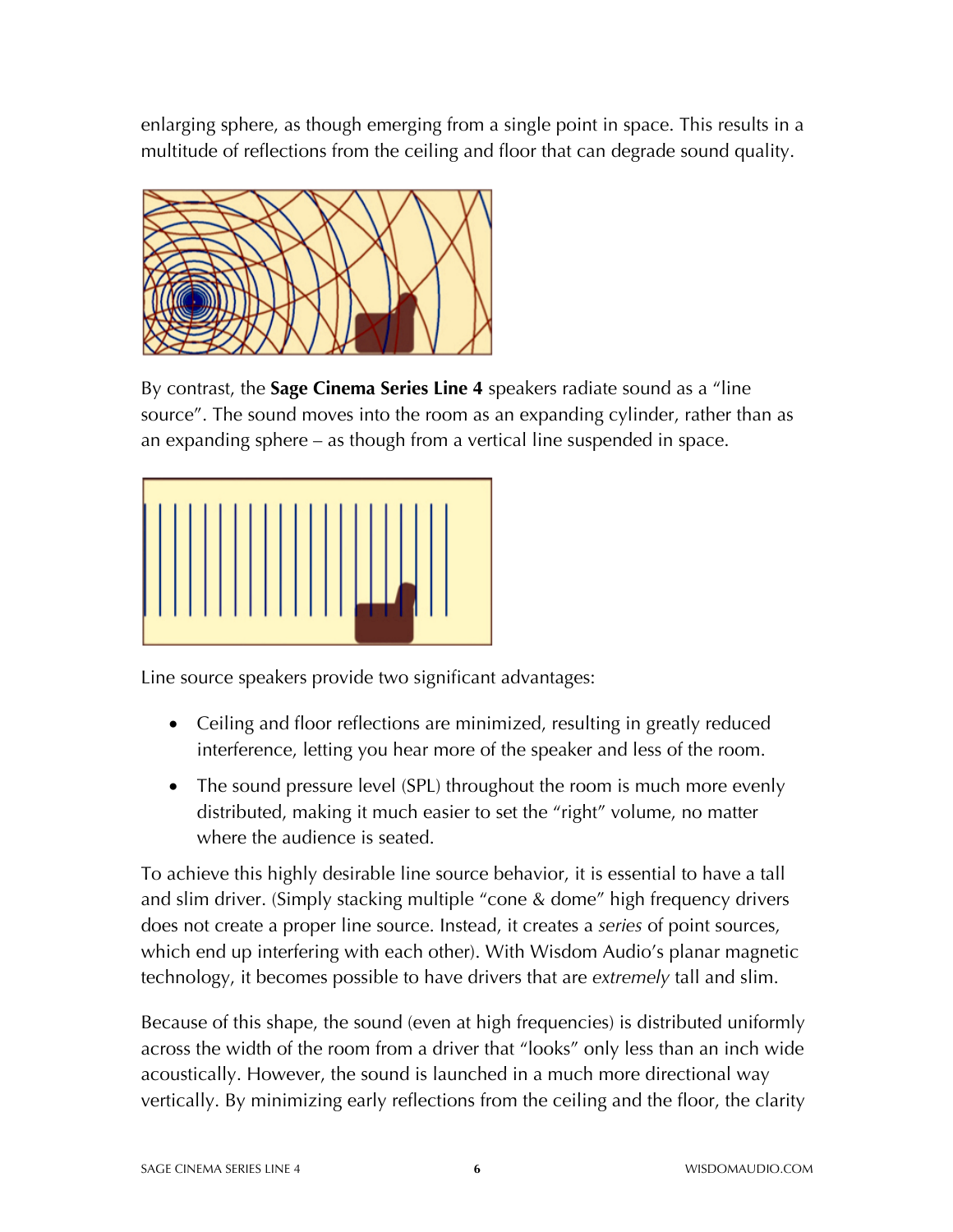enlarging sphere, as though emerging from a single point in space. This results in a multitude of reflections from the ceiling and floor that can degrade sound quality.

By contrast, the **Sage Cinema Series Line 4** speakers radiate sound as a "line source". The sound moves into the room as an expanding cylinder, rather than as an expanding sphere – as though from a vertical line suspended in space.

Line source speakers provide two significant advantages:

- Ceiling and floor reflections are minimized, resulting in greatly reduced interference, letting you hear more of the speaker and less of the room.
- The sound pressure level (SPL) throughout the room is much more evenly distributed, making it much easier to set the "right" volume, no matter where the audience is seated.

To achieve this highly desirable line source behavior, it is essential to have a tall and slim driver. (Simply stacking multiple "cone & dome" high frequency drivers does not create a proper line source. Instead, it creates a *series* of point sources, which end up interfering with each other). With Wisdom Audio's planar magnetic technology, it becomes possible to have drivers that are *extremely* tall and slim.

Because of this shape, the sound (even at high frequencies) is distributed uniformly across the width of the room from a driver that "looks" only less than an inch wide acoustically. However, the sound is launched in a much more directional way vertically. By minimizing early reflections from the ceiling and the floor, the clarity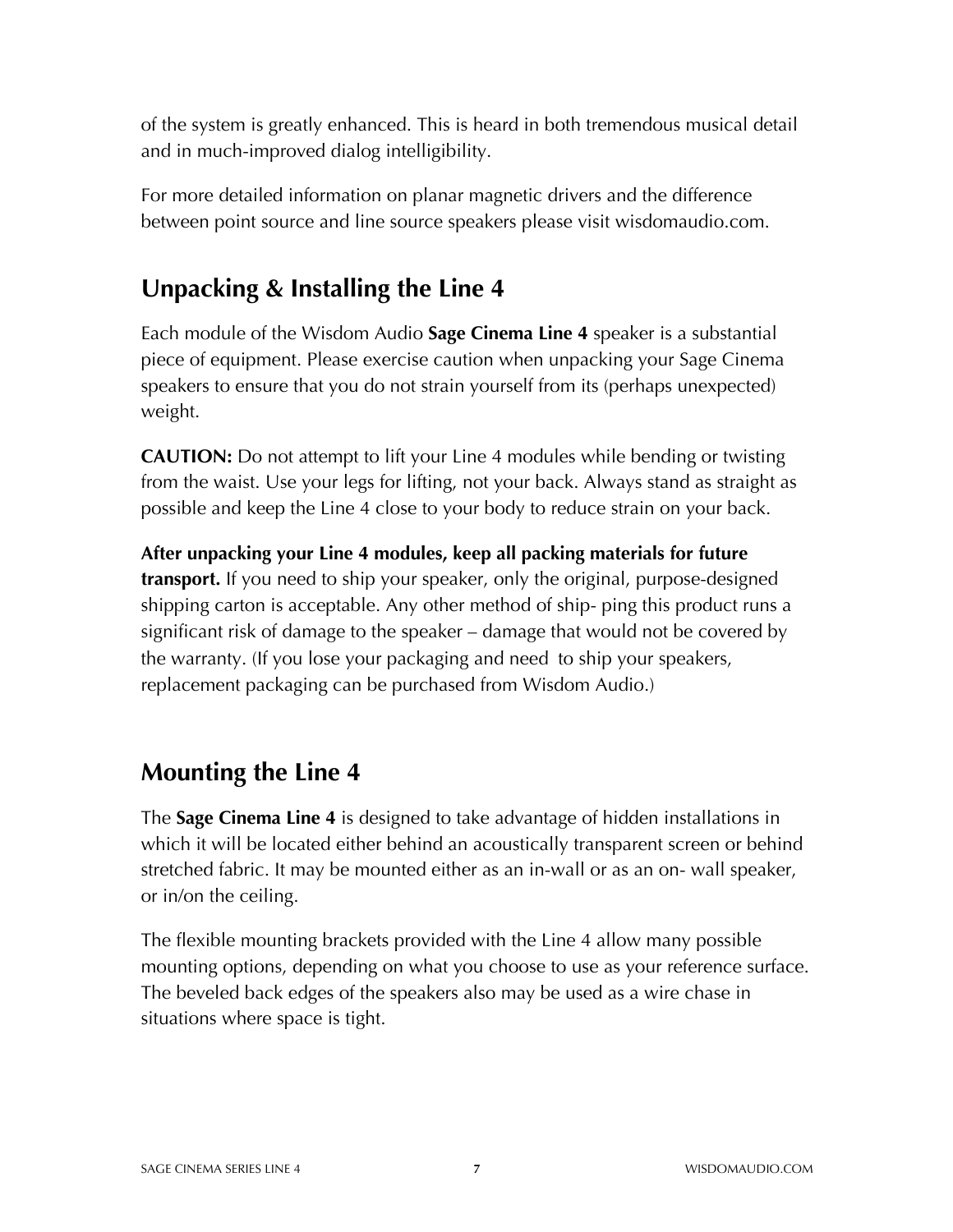of the system is greatly enhanced. This is heard in both tremendous musical detail and in much-improved dialog intelligibility.

For more detailed information on planar magnetic drivers and the difference between point source and line source speakers please visit wisdomaudio.com.

## Unpacking & Installing the Line 4

Each module of the Wisdom Audio **Sage Cinema Line 4** speaker is a substantial piece of equipment. Please exercise caution when unpacking your Sage Cinema speakers to ensure that you do not strain yourself from its (perhaps unexpected) weight.

**CAUTION:** Do not attempt to lift your Line 4 modules while bending or twisting from the waist. Use your legs for lifting, not your back. Always stand as straight as possible and keep the Line 4 close to your body to reduce strain on your back.

**After unpacking your Line 4 modules, keep all packing materials for future transport.** If you need to ship your speaker, only the original, purpose-designed shipping carton is acceptable. Any other method of ship- ping this product runs a significant risk of damage to the speaker – damage that would not be covered by the warranty. (If you lose your packaging and need to ship your speakers, replacement packaging can be purchased from Wisdom Audio.)

## Mounting the Line 4

The **Sage Cinema Line 4** is designed to take advantage of hidden installations in which it will be located either behind an acoustically transparent screen or behind stretched fabric. It may be mounted either as an in-wall or as an on- wall speaker, or in/on the ceiling.

The flexible mounting brackets provided with the Line 4 allow many possible mounting options, depending on what you choose to use as your reference surface. The beveled back edges of the speakers also may be used as a wire chase in situations where space is tight.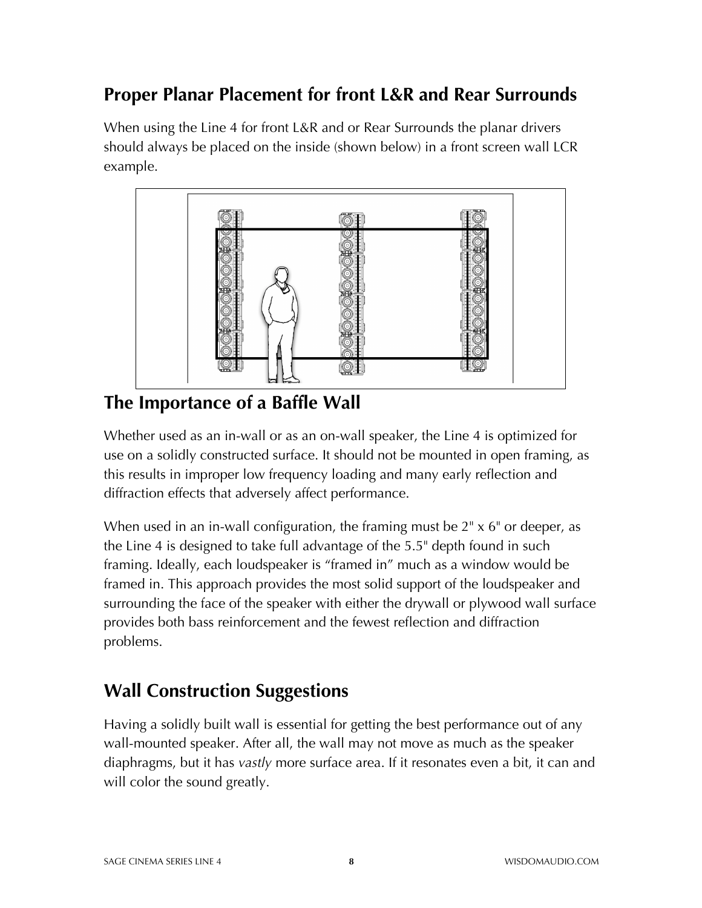## Proper Planar Placement for front L&R and Rear Surrounds

When using the Line 4 for front L&R and or Rear Surrounds the planar drivers should always be placed on the inside (shown below) in a front screen wall LCR example.

## The Importance of a Baffle Wall

Whether used as an in-wall or as an on-wall speaker, the Line 4 is optimized for use on a solidly constructed surface. It should not be mounted in open framing, as this results in improper low frequency loading and many early reflection and diffraction effects that adversely affect performance.

When used in an in-wall configuration, the framing must be 2" x 6" or deeper, as the Line 4 is designed to take full advantage of the 5.5" depth found in such framing. Ideally, each loudspeaker is “framed in” much as a window would be framed in. This approach provides the most solid support of the loudspeaker and surrounding the face of the speaker with either the drywall or plywood wall surface provides both bass reinforcement and the fewest reflection and diffraction problems.

## Wall Construction Suggestions

Having a solidly built wall is essential for getting the best performance out of any wall-mounted speaker. After all, the wall may not move as much as the speaker diaphragms, but it has *vastly* more surface area. If it resonates even a bit, it can and will color the sound greatly.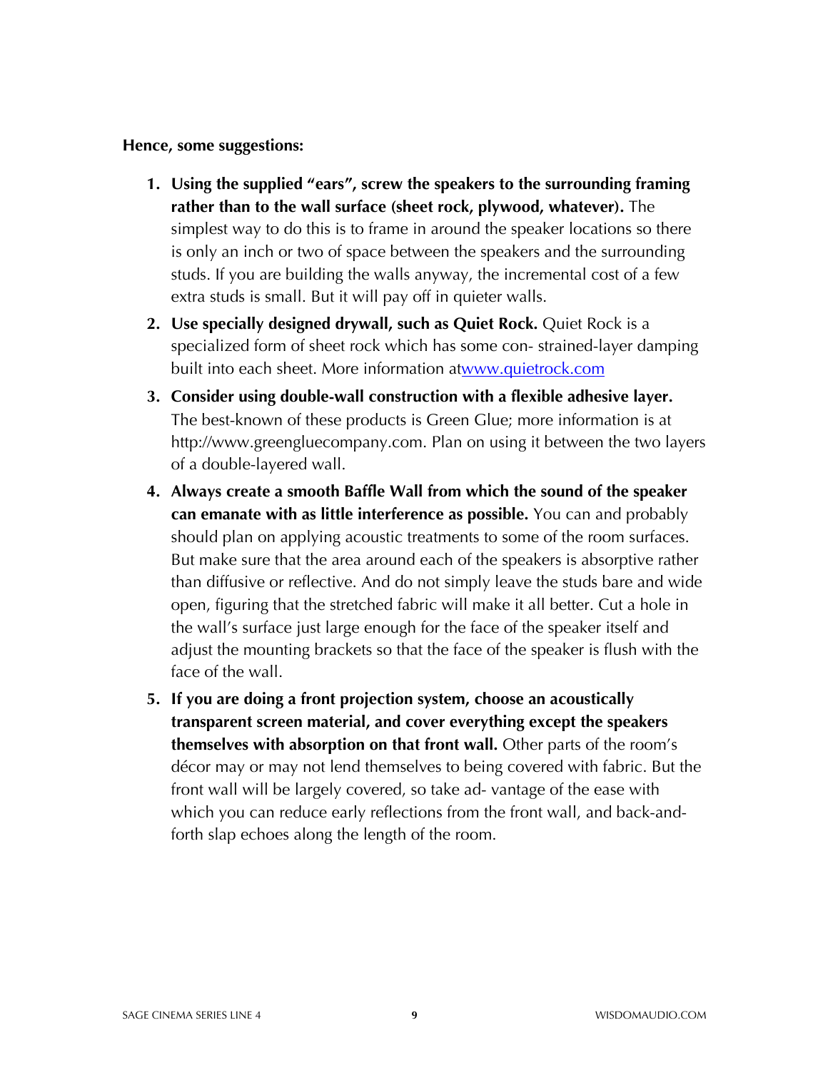**Hence, some suggestions:**

1. **Using the supplied "ears", screw the speakers to the surrounding framing rather than to the wall surface (sheet rock, plywood, whatever).** The simplest way to do this is to frame in around the speaker locations so there is only an inch or two of space between the speakers and the surrounding studs. If you are building the walls anyway, the incremental cost of a few extra studs is small. But it will pay off in quieter walls.
2. **Use specially designed drywall, such as Quiet Rock.** Quiet Rock is a specialized form of sheet rock which has some con- strained-layer damping built into each sheet. More information at[www.quietrock.com](www.quietrock.com)
3. **Consider using double-wall construction with a flexible adhesive layer.** The best-known of these products is Green Glue; more information is at http://www.greengluecompany.com. Plan on using it between the two layers of a double-layered wall.
4. **Always create a smooth Baffle Wall from which the sound of the speaker can emanate with as little interference as possible.** You can and probably should plan on applying acoustic treatments to some of the room surfaces. But make sure that the area around each of the speakers is absorptive rather than diffusive or reflective. And do not simply leave the studs bare and wide open, figuring that the stretched fabric will make it all better. Cut a hole in the wall's surface just large enough for the face of the speaker itself and adjust the mounting brackets so that the face of the speaker is flush with the face of the wall.
5. **If you are doing a front projection system, choose an acoustically transparent screen material, and cover everything except the speakers themselves with absorption on that front wall.** Other parts of the room's décor may or may not lend themselves to being covered with fabric. But the front wall will be largely covered, so take ad- vantage of the ease with which you can reduce early reflections from the front wall, and back-and-forth slap echoes along the length of the room.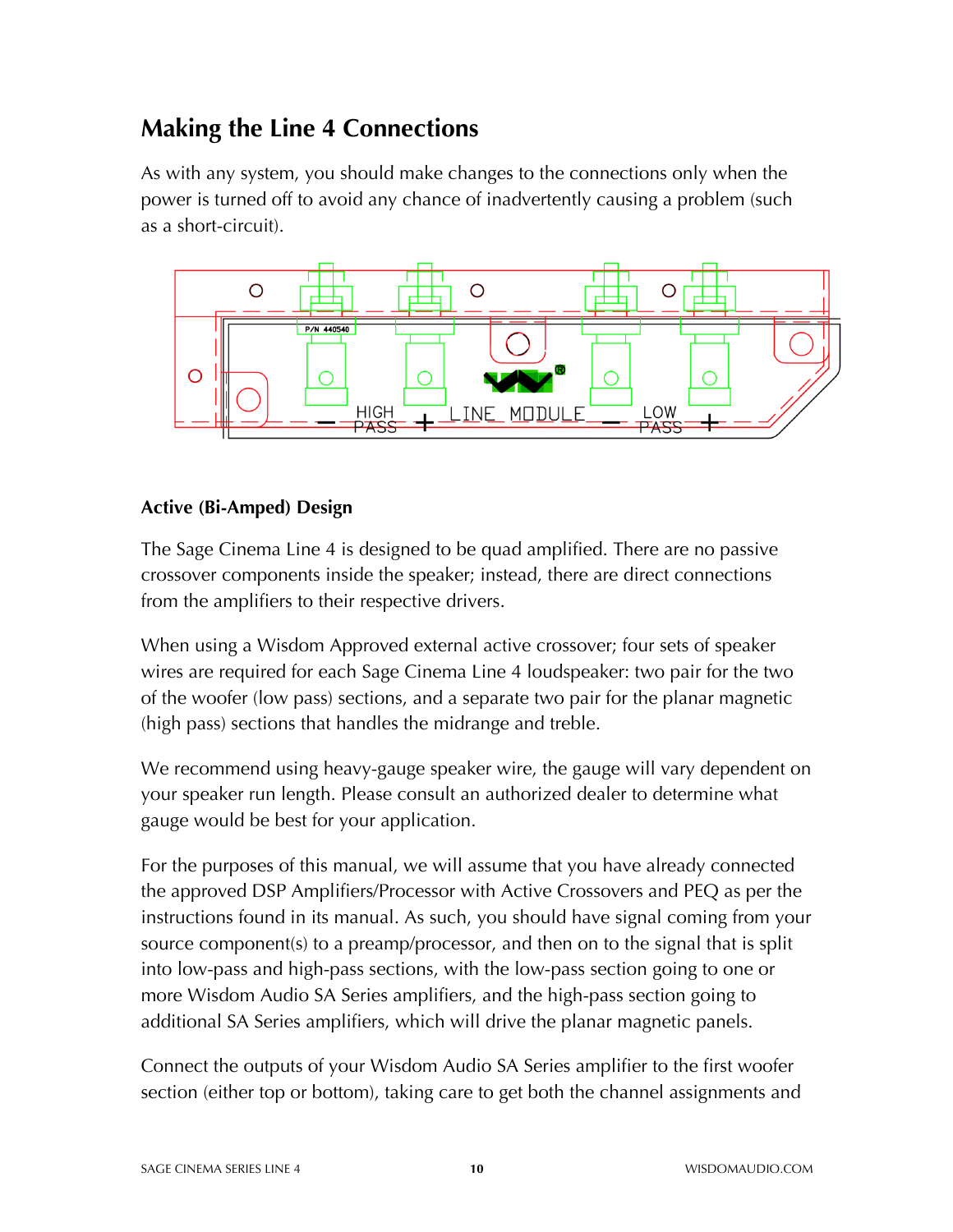## Making the Line 4 Connections

As with any system, you should make changes to the connections only when the power is turned off to avoid any chance of inadvertently causing a problem (such as a short-circuit).

### Active (Bi-Amped) Design

The Sage Cinema Line 4 is designed to be quad amplified. There are no passive crossover components inside the speaker; instead, there are direct connections from the amplifiers to their respective drivers.

When using a Wisdom Approved external active crossover; four sets of speaker wires are required for each Sage Cinema Line 4 loudspeaker: two pair for the two of the woofer (low pass) sections, and a separate two pair for the planar magnetic (high pass) sections that handles the midrange and treble.

We recommend using heavy-gauge speaker wire, the gauge will vary dependent on your speaker run length. Please consult an authorized dealer to determine what gauge would be best for your application.

For the purposes of this manual, we will assume that you have already connected the approved DSP Amplifiers/Processor with Active Crossovers and PEQ as per the instructions found in its manual. As such, you should have signal coming from your source component(s) to a preamp/processor, and then on to the signal that is split into low-pass and high-pass sections, with the low-pass section going to one or more Wisdom Audio SA Series amplifiers, and the high-pass section going to additional SA Series amplifiers, which will drive the planar magnetic panels.

Connect the outputs of your Wisdom Audio SA Series amplifier to the first woofer section (either top or bottom), taking care to get both the channel assignments and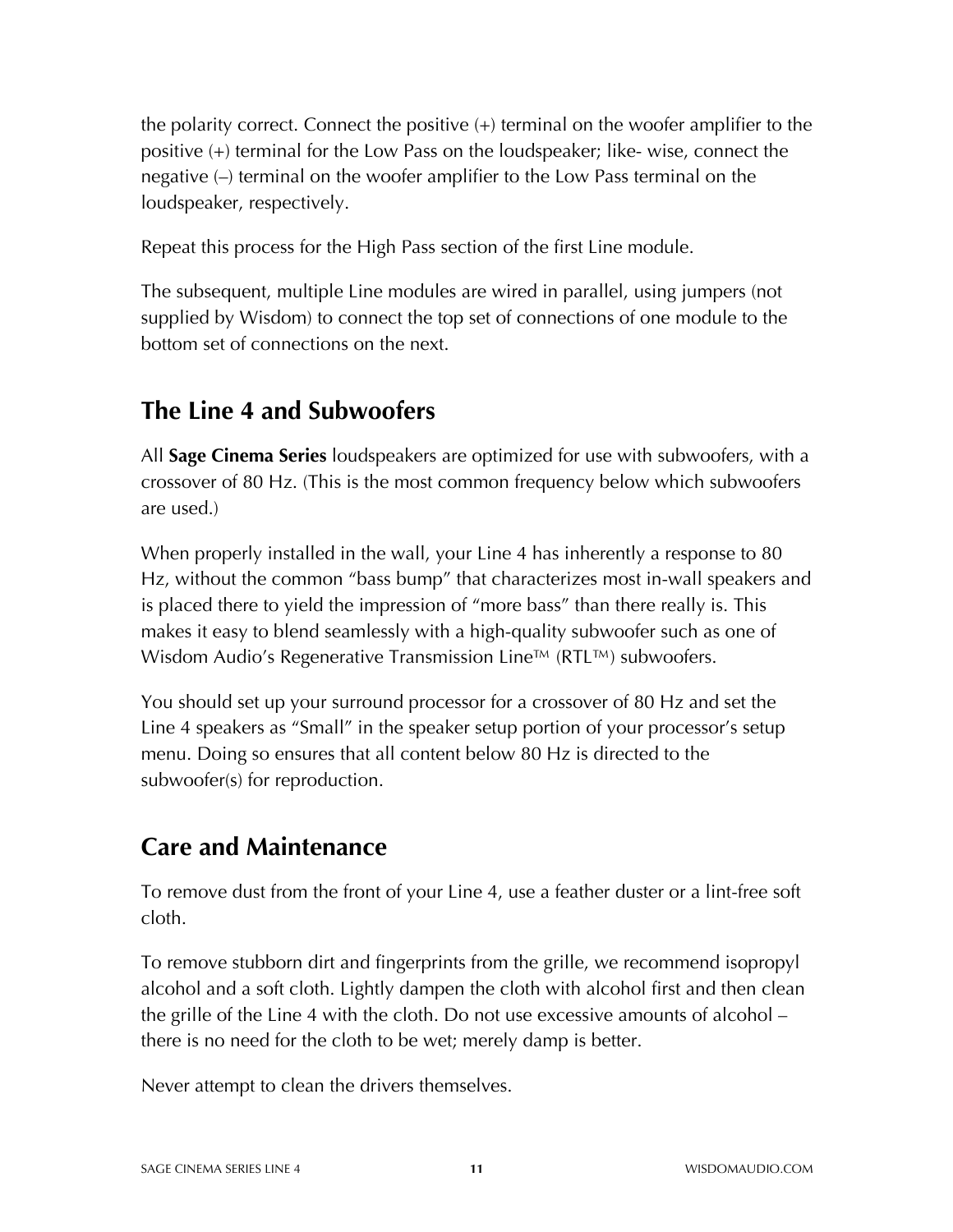the polarity correct. Connect the positive (+) terminal on the woofer amplifier to the positive (+) terminal for the Low Pass on the loudspeaker; like- wise, connect the negative (–) terminal on the woofer amplifier to the Low Pass terminal on the loudspeaker, respectively.

Repeat this process for the High Pass section of the first Line module.

The subsequent, multiple Line modules are wired in parallel, using jumpers (not supplied by Wisdom) to connect the top set of connections of one module to the bottom set of connections on the next.

## The Line 4 and Subwoofers

All **Sage Cinema Series** loudspeakers are optimized for use with subwoofers, with a crossover of 80 Hz. (This is the most common frequency below which subwoofers are used.)

When properly installed in the wall, your Line 4 has inherently a response to 80 Hz, without the common “bass bump” that characterizes most in-wall speakers and is placed there to yield the impression of “more bass” than there really is. This makes it easy to blend seamlessly with a high-quality subwoofer such as one of Wisdom Audio’s Regenerative Transmission Line™ (RTL™) subwoofers.

You should set up your surround processor for a crossover of 80 Hz and set the Line 4 speakers as “Small” in the speaker setup portion of your processor’s setup menu. Doing so ensures that all content below 80 Hz is directed to the subwoofer(s) for reproduction.

## Care and Maintenance

To remove dust from the front of your Line 4, use a feather duster or a lint-free soft cloth.

To remove stubborn dirt and fingerprints from the grille, we recommend isopropyl alcohol and a soft cloth. Lightly dampen the cloth with alcohol first and then clean the grille of the Line 4 with the cloth. Do not use excessive amounts of alcohol – there is no need for the cloth to be wet; merely damp is better.

Never attempt to clean the drivers themselves.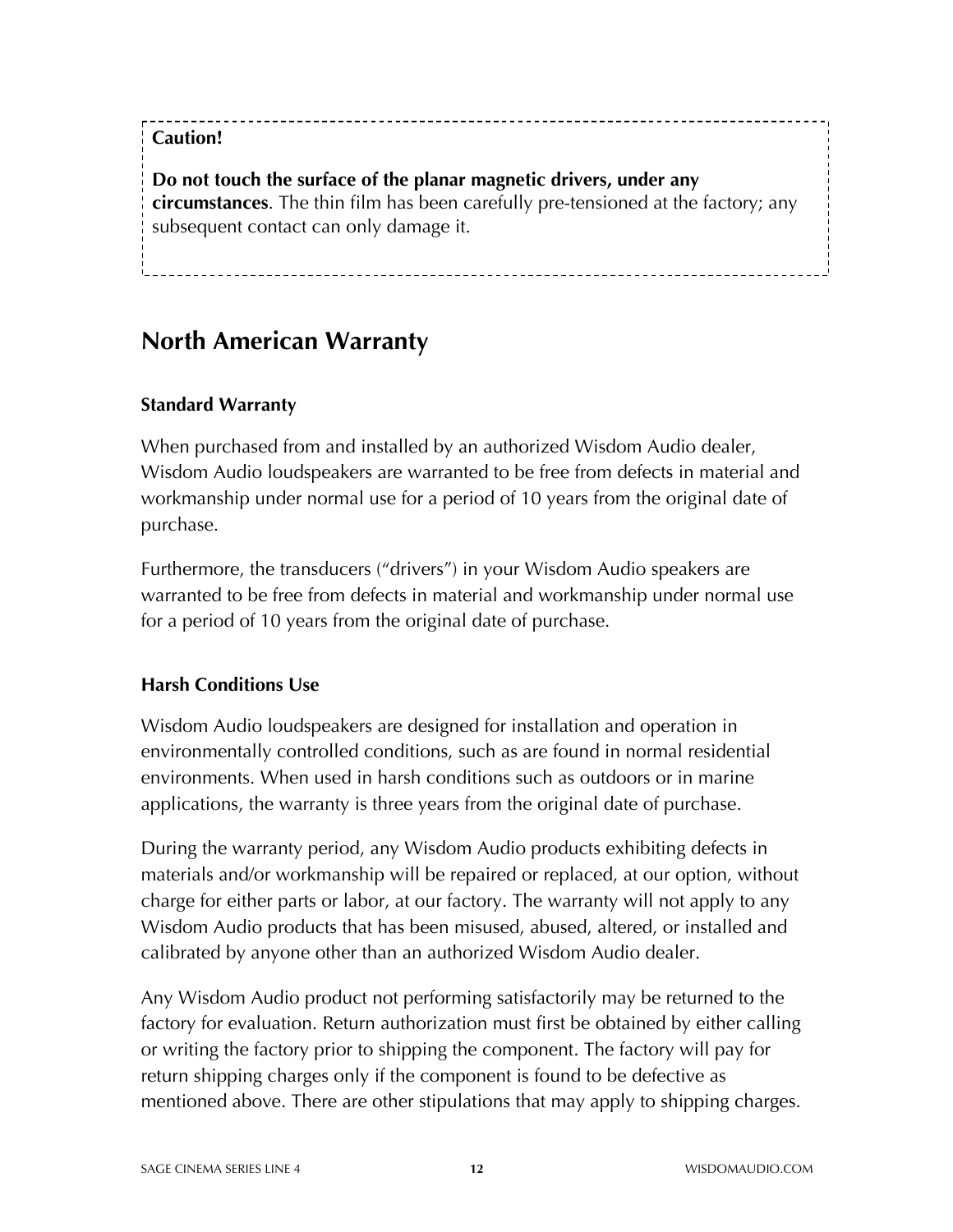**Caution!**

**Do not touch the surface of the planar magnetic drivers, under any circumstances**. The thin film has been carefully pre-tensioned at the factory; any subsequent contact can only damage it.

## North American Warranty

### Standard Warranty

When purchased from and installed by an authorized Wisdom Audio dealer, Wisdom Audio loudspeakers are warranted to be free from defects in material and workmanship under normal use for a period of 10 years from the original date of purchase.

Furthermore, the transducers ("drivers") in your Wisdom Audio speakers are warranted to be free from defects in material and workmanship under normal use for a period of 10 years from the original date of purchase.

### Harsh Conditions Use

Wisdom Audio loudspeakers are designed for installation and operation in environmentally controlled conditions, such as are found in normal residential environments. When used in harsh conditions such as outdoors or in marine applications, the warranty is three years from the original date of purchase.

During the warranty period, any Wisdom Audio products exhibiting defects in materials and/or workmanship will be repaired or replaced, at our option, without charge for either parts or labor, at our factory. The warranty will not apply to any Wisdom Audio products that has been misused, abused, altered, or installed and calibrated by anyone other than an authorized Wisdom Audio dealer.

Any Wisdom Audio product not performing satisfactorily may be returned to the factory for evaluation. Return authorization must first be obtained by either calling or writing the factory prior to shipping the component. The factory will pay for return shipping charges only if the component is found to be defective as mentioned above. There are other stipulations that may apply to shipping charges.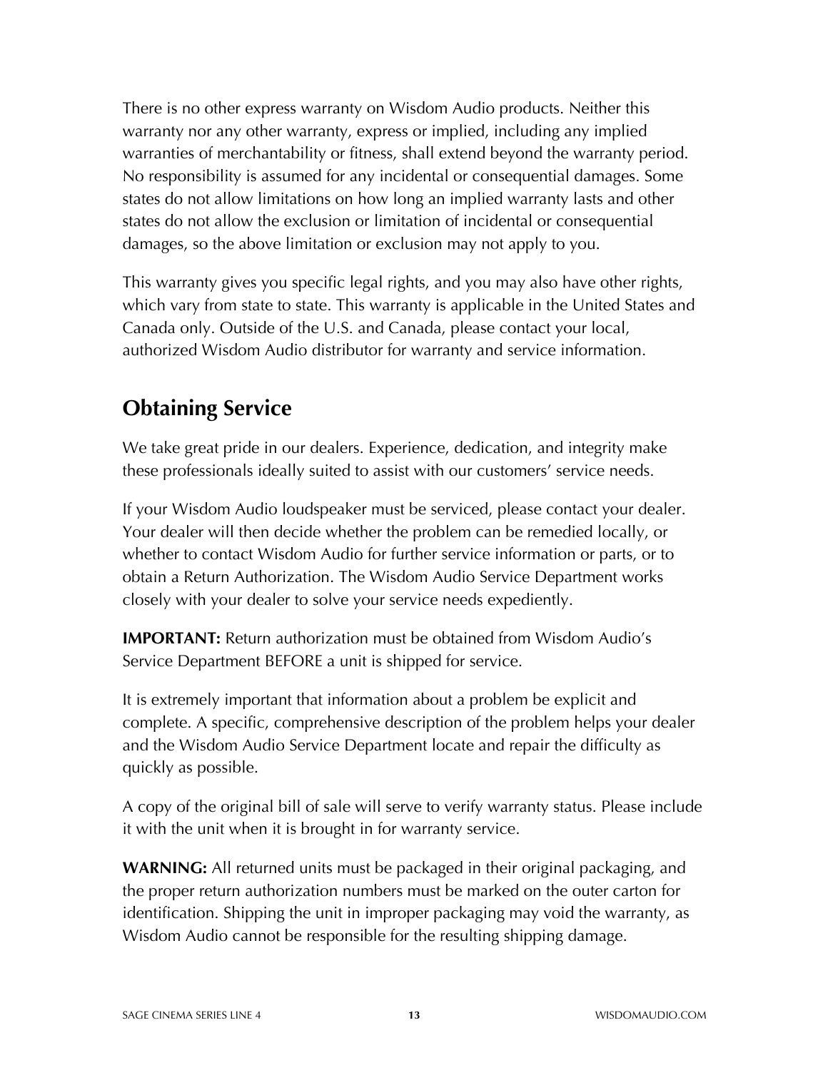There is no other express warranty on Wisdom Audio products. Neither this warranty nor any other warranty, express or implied, including any implied warranties of merchantability or fitness, shall extend beyond the warranty period. No responsibility is assumed for any incidental or consequential damages. Some states do not allow limitations on how long an implied warranty lasts and other states do not allow the exclusion or limitation of incidental or consequential damages, so the above limitation or exclusion may not apply to you.

This warranty gives you specific legal rights, and you may also have other rights, which vary from state to state. This warranty is applicable in the United States and Canada only. Outside of the U.S. and Canada, please contact your local, authorized Wisdom Audio distributor for warranty and service information.

## Obtaining Service

We take great pride in our dealers. Experience, dedication, and integrity make these professionals ideally suited to assist with our customers' service needs.

If your Wisdom Audio loudspeaker must be serviced, please contact your dealer. Your dealer will then decide whether the problem can be remedied locally, or whether to contact Wisdom Audio for further service information or parts, or to obtain a Return Authorization. The Wisdom Audio Service Department works closely with your dealer to solve your service needs expediently.

**IMPORTANT:** Return authorization must be obtained from Wisdom Audio's Service Department BEFORE a unit is shipped for service.

It is extremely important that information about a problem be explicit and complete. A specific, comprehensive description of the problem helps your dealer and the Wisdom Audio Service Department locate and repair the difficulty as quickly as possible.

A copy of the original bill of sale will serve to verify warranty status. Please include it with the unit when it is brought in for warranty service.

**WARNING:** All returned units must be packaged in their original packaging, and the proper return authorization numbers must be marked on the outer carton for identification. Shipping the unit in improper packaging may void the warranty, as Wisdom Audio cannot be responsible for the resulting shipping damage.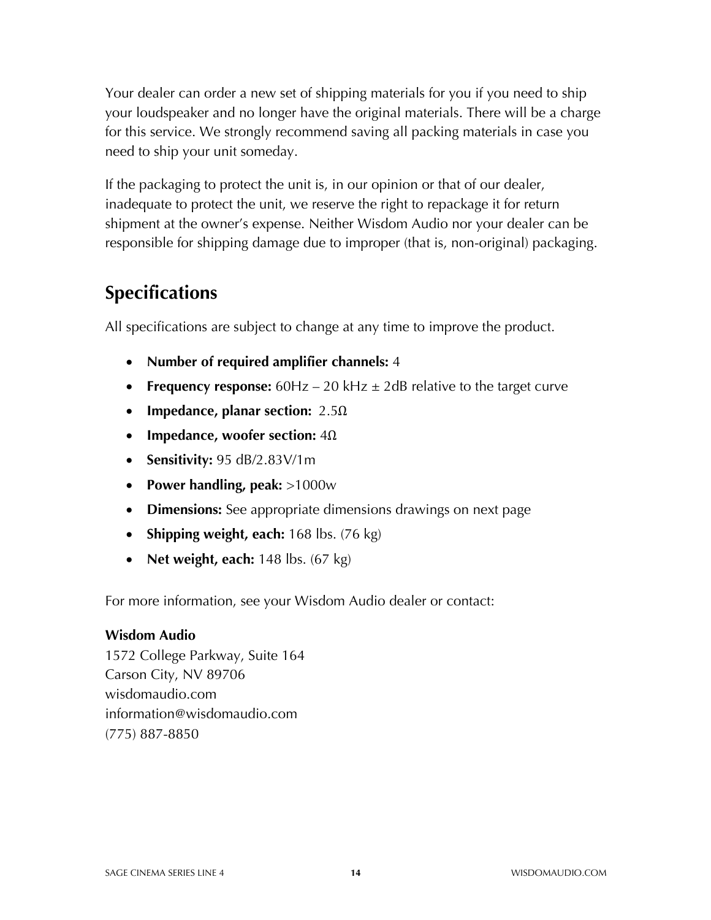Your dealer can order a new set of shipping materials for you if you need to ship your loudspeaker and no longer have the original materials. There will be a charge for this service. We strongly recommend saving all packing materials in case you need to ship your unit someday.

If the packaging to protect the unit is, in our opinion or that of our dealer, inadequate to protect the unit, we reserve the right to repackage it for return shipment at the owner's expense. Neither Wisdom Audio nor your dealer can be responsible for shipping damage due to improper (that is, non-original) packaging.

## Specifications

All specifications are subject to change at any time to improve the product.

- **Number of required amplifier channels:** 4
- **Frequency response:** 60Hz – 20 kHz ± 2dB relative to the target curve
- **Impedance, planar section:** 2.5Ω
- **Impedance, woofer section:** 4Ω
- **Sensitivity:** 95 dB/2.83V/1m
- **Power handling, peak:** >1000w
- **Dimensions:** See appropriate dimensions drawings on next page
- **Shipping weight, each:** 168 lbs. (76 kg)
- **Net weight, each:** 148 lbs. (67 kg)

For more information, see your Wisdom Audio dealer or contact:

**Wisdom Audio**
1572 College Parkway, Suite 164
Carson City, NV 89706
wisdomaudio.com
information@wisdomaudio.com
(775) 887-8850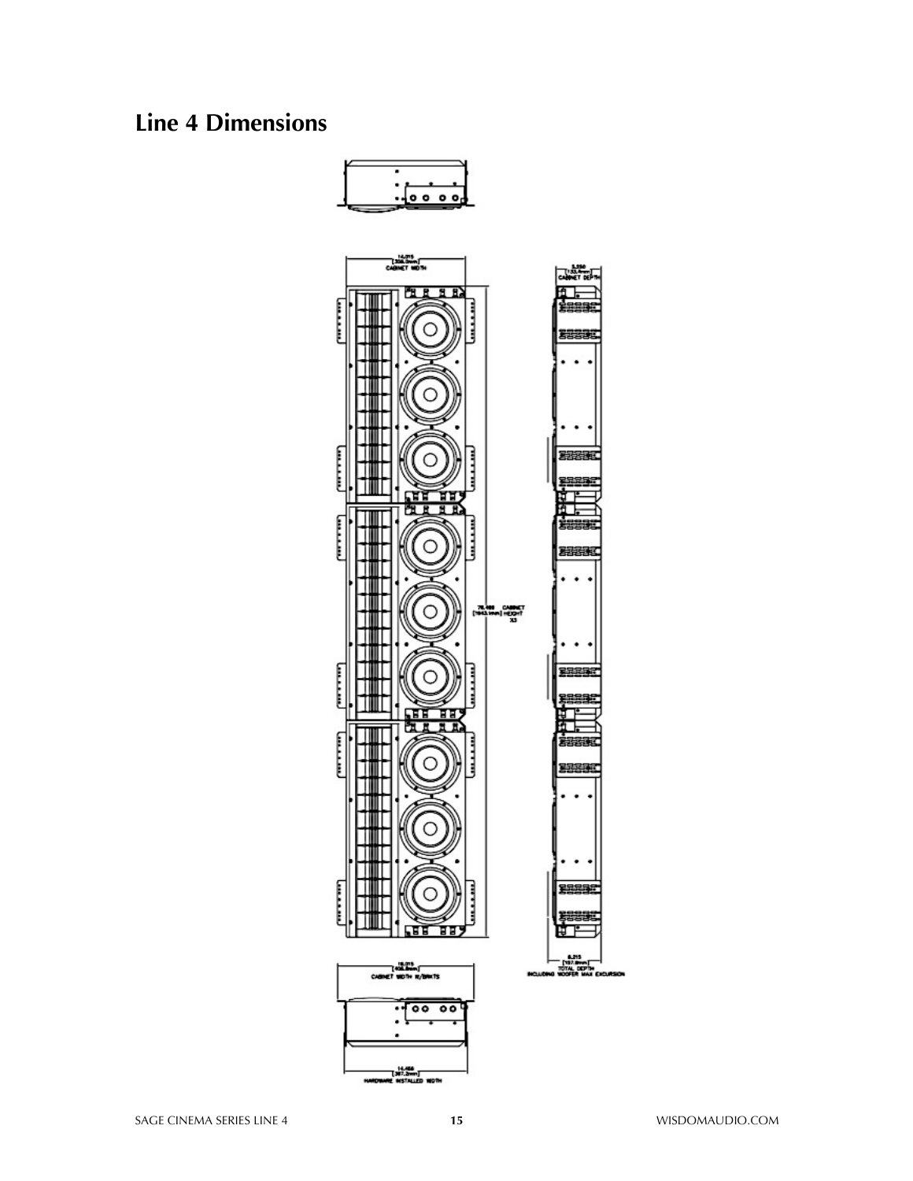## Line 4 Dimensions

14.015 [356.0mm] CABINET WIDTH

5.250 [133.4mm] CABINET DEPTH

76.488 [1943.1mm] CABINET HEIGHT X3

16.015 [406.8mm] CABINET WIDTH W/BRKTS

6.215 [157.9mm] TOTAL DEPTH INCLUDING WOOFER MAX EXCURSION

14.468 [367.5mm] HARDWARE INSTALLED WIDTH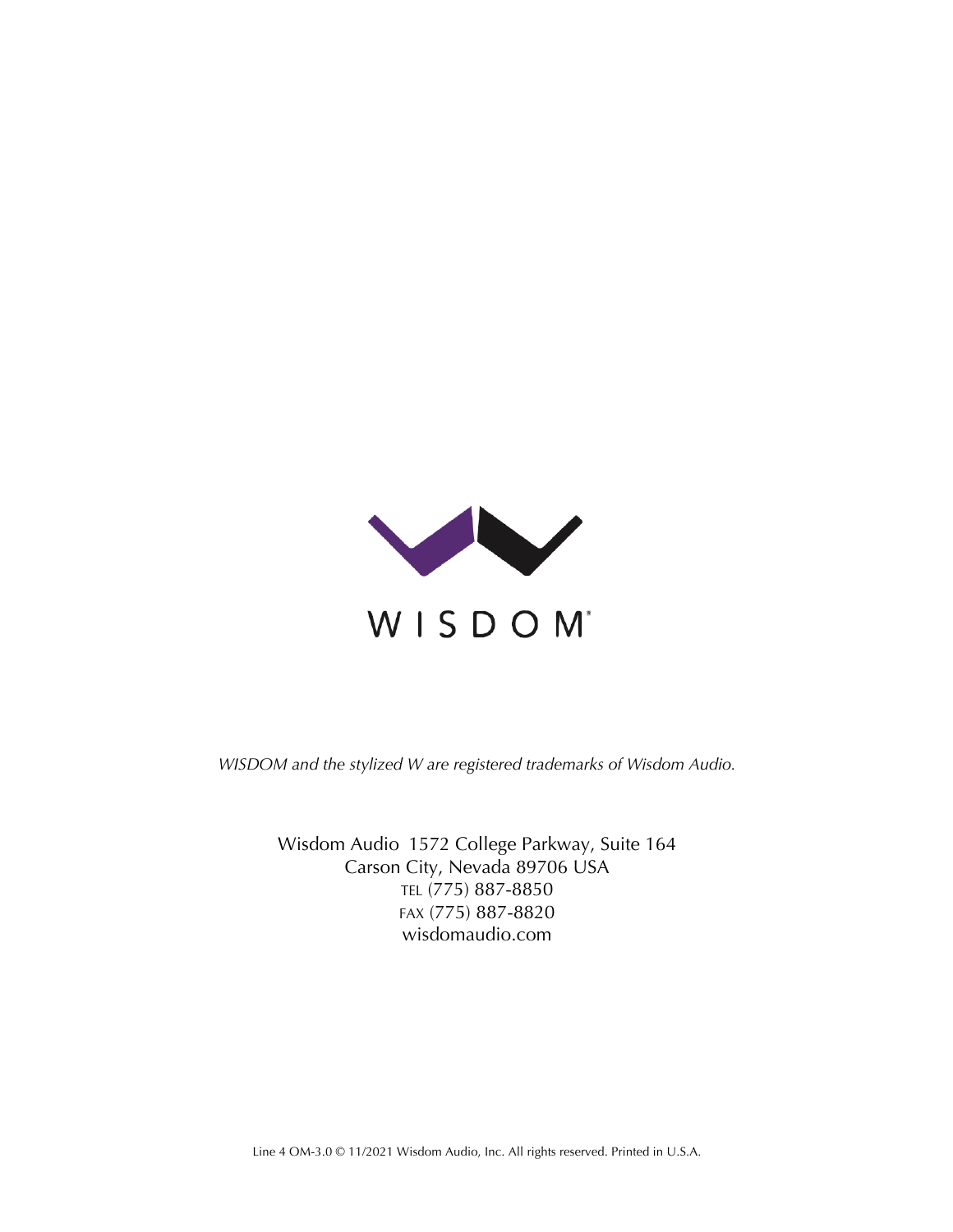WISDOM®

*WISDOM and the stylized W are registered trademarks of Wisdom Audio.*

Wisdom Audio 1572 College Parkway, Suite 164
Carson City, Nevada 89706 USA
TEL (775) 887-8850
FAX (775) 887-8820
wisdomaudio.com

Line 4 OM-3.0 © 11/2021 Wisdom Audio, Inc. All rights reserved. Printed in U.S.A.